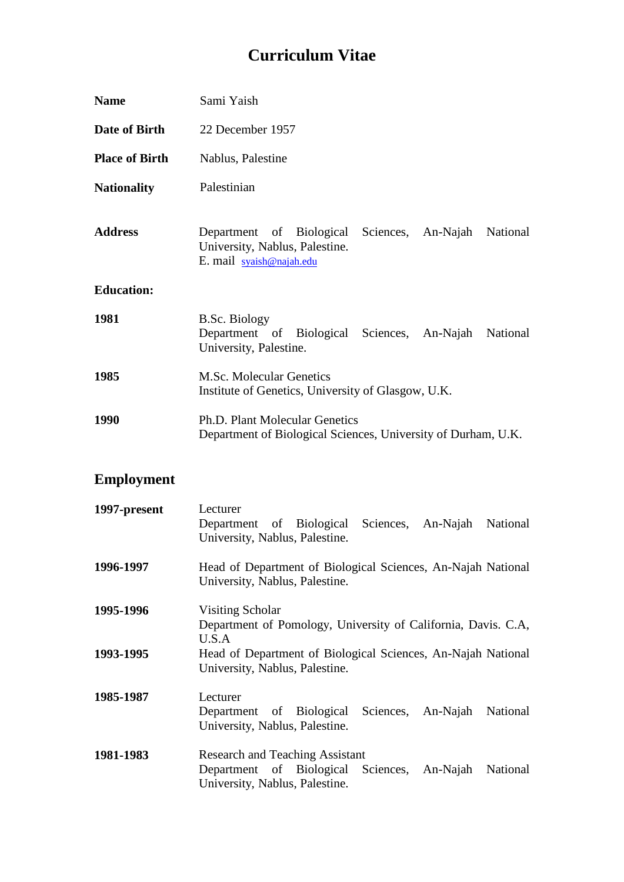# Curriculum Vitae

**Name** Sami Yaish

**Date of Birth** 22 December 1957

**Place of Birth** Nablus, Palestine

**Nationality** Palestinian

**Address** Department of Biological Sciences, An-Najah National University, Nablus, Palestine.
E. mail syaish@najah.edu

**Education:**

**1981** B.Sc. Biology
Department of Biological Sciences, An-Najah National University, Palestine.

**1985** M.Sc. Molecular Genetics
Institute of Genetics, University of Glasgow, U.K.

**1990** Ph.D. Plant Molecular Genetics
Department of Biological Sciences, University of Durham, U.K.

## Employment

**1997-present** Lecturer
Department of Biological Sciences, An-Najah National University, Nablus, Palestine.

**1996-1997** Head of Department of Biological Sciences, An-Najah National University, Nablus, Palestine.

**1995-1996** Visiting Scholar
Department of Pomology, University of California, Davis. C.A, U.S.A

**1993-1995** Head of Department of Biological Sciences, An-Najah National University, Nablus, Palestine.

**1985-1987** Lecturer
Department of Biological Sciences, An-Najah National University, Nablus, Palestine.

**1981-1983** Research and Teaching Assistant
Department of Biological Sciences, An-Najah National University, Nablus, Palestine.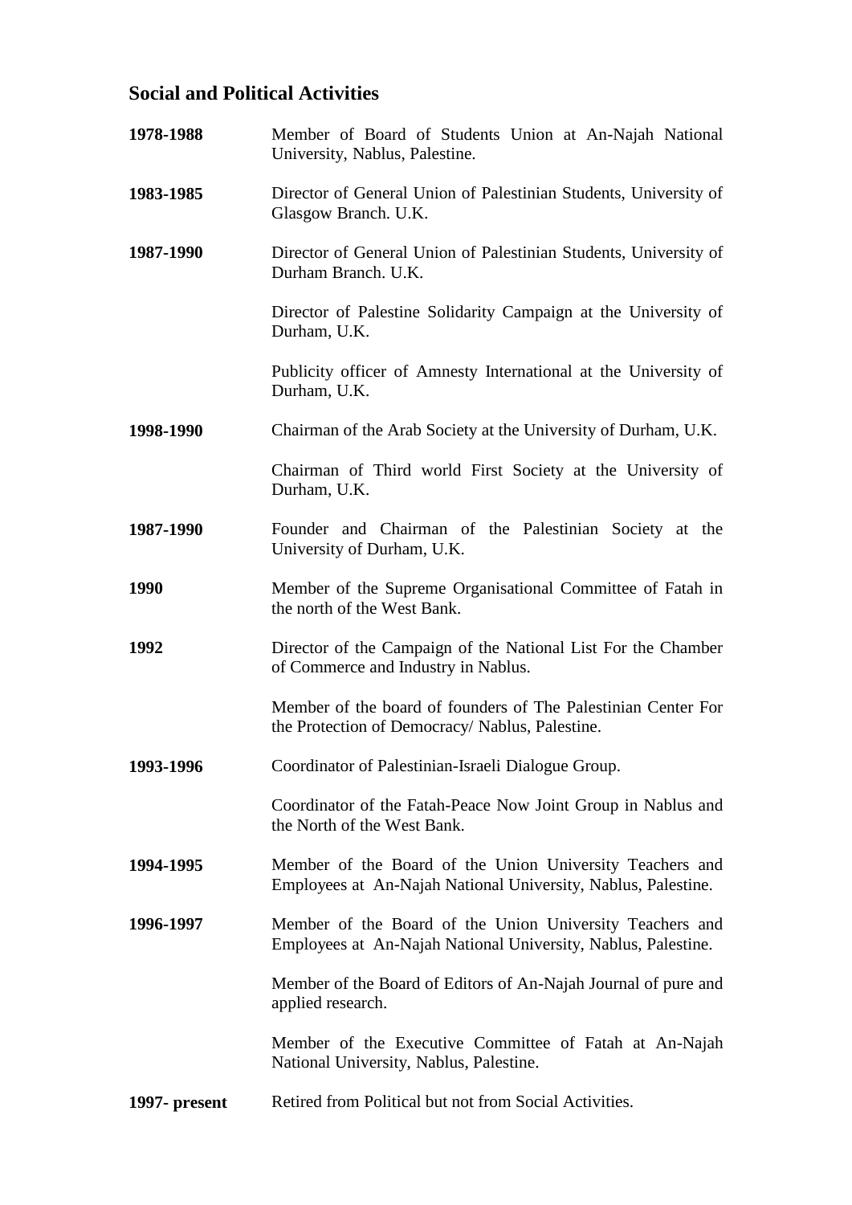## Social and Political Activities

**1978-1988** Member of Board of Students Union at An-Najah National University, Nablus, Palestine.

**1983-1985** Director of General Union of Palestinian Students, University of Glasgow Branch. U.K.

**1987-1990** Director of General Union of Palestinian Students, University of Durham Branch. U.K.

Director of Palestine Solidarity Campaign at the University of Durham, U.K.

Publicity officer of Amnesty International at the University of Durham, U.K.

**1998-1990** Chairman of the Arab Society at the University of Durham, U.K.

Chairman of Third world First Society at the University of Durham, U.K.

**1987-1990** Founder and Chairman of the Palestinian Society at the University of Durham, U.K.

**1990** Member of the Supreme Organisational Committee of Fatah in the north of the West Bank.

**1992** Director of the Campaign of the National List For the Chamber of Commerce and Industry in Nablus.

Member of the board of founders of The Palestinian Center For the Protection of Democracy/ Nablus, Palestine.

**1993-1996** Coordinator of Palestinian-Israeli Dialogue Group.

Coordinator of the Fatah-Peace Now Joint Group in Nablus and the North of the West Bank.

**1994-1995** Member of the Board of the Union University Teachers and Employees at An-Najah National University, Nablus, Palestine.

**1996-1997** Member of the Board of the Union University Teachers and Employees at An-Najah National University, Nablus, Palestine.

Member of the Board of Editors of An-Najah Journal of pure and applied research.

Member of the Executive Committee of Fatah at An-Najah National University, Nablus, Palestine.

**1997- present** Retired from Political but not from Social Activities.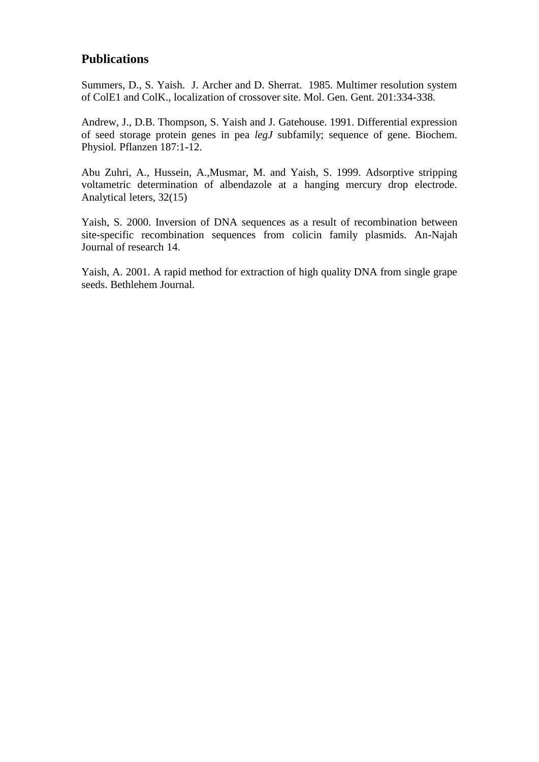## Publications

Summers, D., S. Yaish. J. Archer and D. Sherrat. 1985. Multimer resolution system of ColE1 and ColK., localization of crossover site. Mol. Gen. Gent. 201:334-338.

Andrew, J., D.B. Thompson, S. Yaish and J. Gatehouse. 1991. Differential expression of seed storage protein genes in pea *legJ* subfamily; sequence of gene. Biochem. Physiol. Pflanzen 187:1-12.

Abu Zuhri, A., Hussein, A.,Musmar, M. and Yaish, S. 1999. Adsorptive stripping voltametric determination of albendazole at a hanging mercury drop electrode. Analytical leters, 32(15)

Yaish, S. 2000. Inversion of DNA sequences as a result of recombination between site-specific recombination sequences from colicin family plasmids. An-Najah Journal of research 14.

Yaish, A. 2001. A rapid method for extraction of high quality DNA from single grape seeds. Bethlehem Journal.